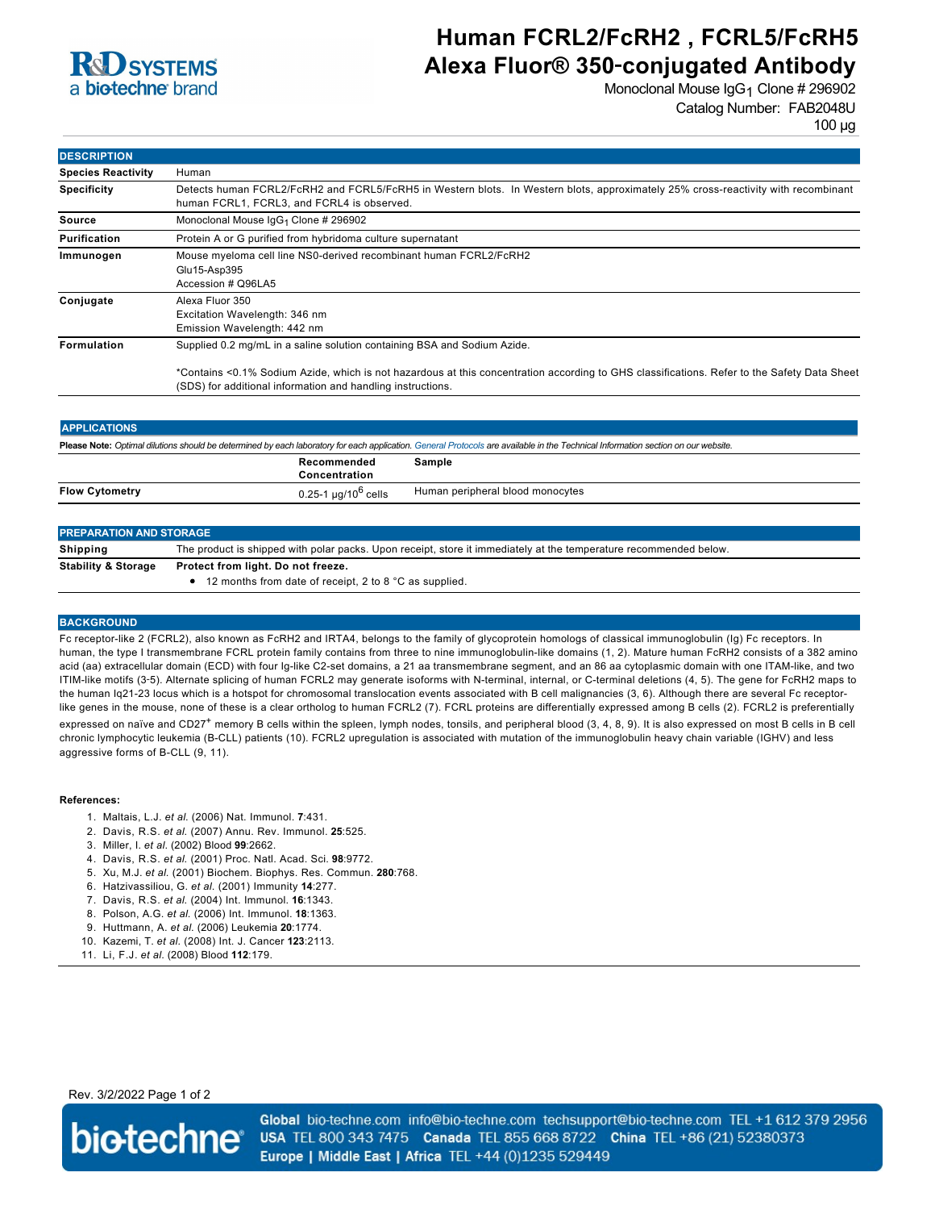# Human FCRL2/FcRH2 , FCRL5/FcRH5 Alexa Fluor® 350-conjugated Antibody

Monoclonal Mouse $IgG_1$ Clone # 296902

Catalog Number: FAB2048U

100 µg

## DESCRIPTION

| | |
|---|---|
| **Species Reactivity** | Human |
| **Specificity** | Detects human FCRL2/FcRH2 and FCRL5/FcRH5 in Western blots. In Western blots, approximately 25% cross-reactivity with recombinant human FCRL1, FCRL3, and FCRL4 is observed. |
| **Source** | Monoclonal Mouse $IgG_1$ Clone # 296902 |
| **Purification** | Protein A or G purified from hybridoma culture supernatant |
| **Immunogen** | Mouse myeloma cell line NS0-derived recombinant human FCRL2/FcRH2<br>Glu15-Asp395<br>Accession # Q96LA5 |
| **Conjugate** | Alexa Fluor 350<br>Excitation Wavelength: 346 nm<br>Emission Wavelength: 442 nm |
| **Formulation** | Supplied 0.2 mg/mL in a saline solution containing BSA and Sodium Azide.<br><br>*Contains <0.1% Sodium Azide, which is not hazardous at this concentration according to GHS classifications. Refer to the Safety Data Sheet (SDS) for additional information and handling instructions. |

## APPLICATIONS

**Please Note:** *Optimal dilutions should be determined by each laboratory for each application. General Protocols are available in the Technical Information section on our website.*

| | Recommended Concentration | Sample |
|---|---|---|
| **Flow Cytometry** | 0.25-1 µg/$10^6$ cells | Human peripheral blood monocytes |

## PREPARATION AND STORAGE

| | |
|---|---|
| **Shipping** | The product is shipped with polar packs. Upon receipt, store it immediately at the temperature recommended below. |
| **Stability & Storage** | **Protect from light. Do not freeze.**<br>• 12 months from date of receipt, 2 to 8 °C as supplied. |

## BACKGROUND

Fc receptor-like 2 (FCRL2), also known as FcRH2 and IRTA4, belongs to the family of glycoprotein homologs of classical immunoglobulin (Ig) Fc receptors. In human, the type I transmembrane FCRL protein family contains from three to nine immunoglobulin-like domains (1, 2). Mature human FcRH2 consists of a 382 amino acid (aa) extracellular domain (ECD) with four Ig-like C2-set domains, a 21 aa transmembrane segment, and an 86 aa cytoplasmic domain with one ITAM-like, and two ITIM-like motifs (3-5). Alternate splicing of human FCRL2 may generate isoforms with N-terminal, internal, or C-terminal deletions (4, 5). The gene for FcRH2 maps to the human Iq21-23 locus which is a hotspot for chromosomal translocation events associated with B cell malignancies (3, 6). Although there are several Fc receptor-like genes in the mouse, none of these is a clear ortholog to human FCRL2 (7). FCRL proteins are differentially expressed among B cells (2). FCRL2 is preferentially expressed on naïve and $CD27^+$ memory B cells within the spleen, lymph nodes, tonsils, and peripheral blood (3, 4, 8, 9). It is also expressed on most B cells in B cell chronic lymphocytic leukemia (B-CLL) patients (10). FCRL2 upregulation is associated with mutation of the immunoglobulin heavy chain variable (IGHV) and less aggressive forms of B-CLL (9, 11).

**References:**

1. Maltais, L.J. *et al.* (2006) Nat. Immunol. **7**:431.
2. Davis, R.S. *et al.* (2007) Annu. Rev. Immunol. **25**:525.
3. Miller, I. *et al.* (2002) Blood **99**:2662.
4. Davis, R.S. *et al.* (2001) Proc. Natl. Acad. Sci. **98**:9772.
5. Xu, M.J. *et al.* (2001) Biochem. Biophys. Res. Commun. **280**:768.
6. Hatzivassiliou, G. *et al.* (2001) Immunity **14**:277.
7. Davis, R.S. *et al.* (2004) Int. Immunol. **16**:1343.
8. Polson, A.G. *et al.* (2006) Int. Immunol. **18**:1363.
9. Huttmann, A. *et al.* (2006) Leukemia **20**:1774.
10. Kazemi, T. *et al.* (2008) Int. J. Cancer **123**:2113.
11. Li, F.J. *et al.* (2008) Blood **112**:179.

Rev. 3/2/2022

**Global** bio-techne.com info@bio-techne.com techsupport@bio-techne.com TEL +1 612 379 2956
**USA** TEL 800 343 7475 **Canada** TEL 855 668 8722 **China** TEL +86 (21) 52380373
**Europe | Middle East | Africa** TEL +44 (0)1235 529449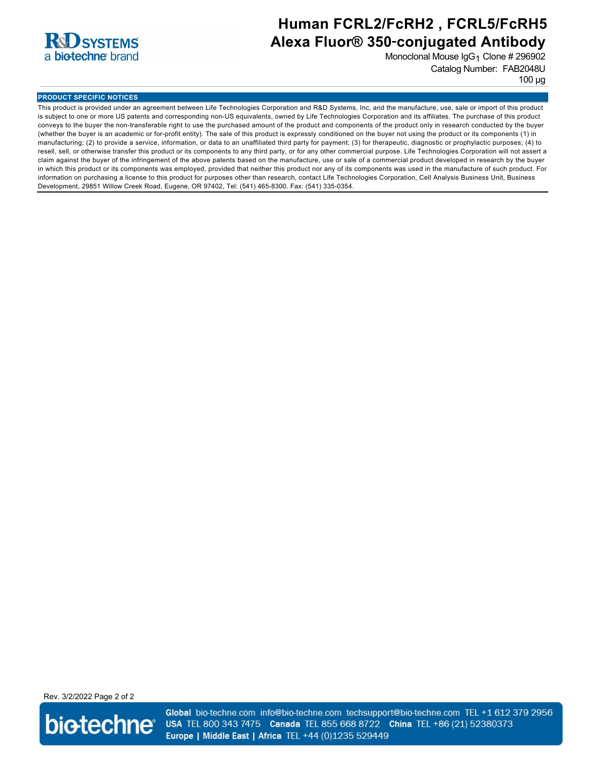# Human FCRL2/FcRH2 , FCRL5/FcRH5 Alexa Fluor® 350-conjugated Antibody

Monoclonal Mouse $IgG_1$ Clone # 296902

Catalog Number: FAB2048U

100 µg

## PRODUCT SPECIFIC NOTICES

This product is provided under an agreement between Life Technologies Corporation and R&D Systems, Inc, and the manufacture, use, sale or import of this product is subject to one or more US patents and corresponding non-US equivalents, owned by Life Technologies Corporation and its affiliates. The purchase of this product conveys to the buyer the non-transferable right to use the purchased amount of the product and components of the product only in research conducted by the buyer (whether the buyer is an academic or for-profit entity). The sale of this product is expressly conditioned on the buyer not using the product or its components (1) in manufacturing; (2) to provide a service, information, or data to an unaffiliated third party for payment; (3) for therapeutic, diagnostic or prophylactic purposes; (4) to resell, sell, or otherwise transfer this product or its components to any third party, or for any other commercial purpose. Life Technologies Corporation will not assert a claim against the buyer of the infringement of the above patents based on the manufacture, use or sale of a commercial product developed in research by the buyer in which this product or its components was employed, provided that neither this product nor any of its components was used in the manufacture of such product. For information on purchasing a license to this product for purposes other than research, contact Life Technologies Corporation, Cell Analysis Business Unit, Business Development, 29851 Willow Creek Road, Eugene, OR 97402, Tel: (541) 465-8300. Fax: (541) 335-0354.

Rev. 3/2/2022

**Global** bio-techne.com info@bio-techne.com techsupport@bio-techne.com TEL +1 612 379 2956
**USA** TEL 800 343 7475 **Canada** TEL 855 668 8722 **China** TEL +86 (21) 52380373
**Europe | Middle East | Africa** TEL +44 (0)1235 529449